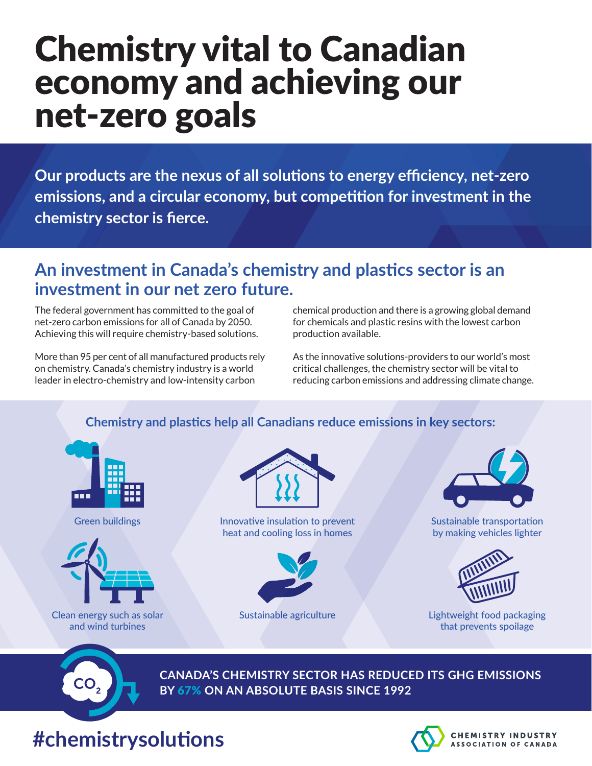# Chemistry vital to Canadian economy and achieving our net-zero goals

**Our products are the nexus of all solutions to energy efficiency, net-zero emissions, and a circular economy, but competition for investment in the chemistry sector is fierce.**

## An investment in Canada's chemistry and plastics sector is an investment in our net zero future.

The federal government has committed to the goal of net-zero carbon emissions for all of Canada by 2050. Achieving this will require chemistry-based solutions.

More than 95 per cent of all manufactured products rely on chemistry. Canada's chemistry industry is a world leader in electro-chemistry and low-intensity carbon chemical production and there is a growing global demand for chemicals and plastic resins with the lowest carbon production available.

As the innovative solutions-providers to our world's most critical challenges, the chemistry sector will be vital to reducing carbon emissions and addressing climate change.

### Chemistry and plastics help all Canadians reduce emissions in key sectors:

- Green buildings
- Innovative insulation to prevent heat and cooling loss in homes
- Sustainable transportation by making vehicles lighter
- Clean energy such as solar and wind turbines
- Sustainable agriculture
- Lightweight food packaging that prevents spoilage

**CANADA'S CHEMISTRY SECTOR HAS REDUCED ITS GHG EMISSIONS BY 67% ON AN ABSOLUTE BASIS SINCE 1992**

#chemistrysolutions

CHEMISTRY INDUSTRY ASSOCIATION OF CANADA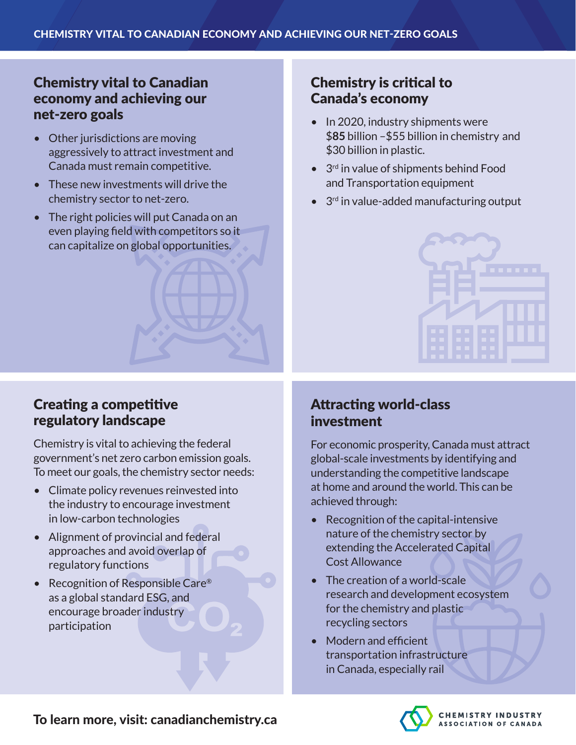# CHEMISTRY VITAL TO CANADIAN ECONOMY AND ACHIEVING OUR NET-ZERO GOALS

## Chemistry vital to Canadian economy and achieving our net-zero goals

- Other jurisdictions are moving aggressively to attract investment and Canada must remain competitive.
- These new investments will drive the chemistry sector to net-zero.
- The right policies will put Canada on an even playing field with competitors so it can capitalize on global opportunities.

## Chemistry is critical to Canada's economy

- In 2020, industry shipments were $**85** billion –$55 billion in chemistry and $30 billion in plastic.
- 3rd in value of shipments behind Food and Transportation equipment
- 3rd in value-added manufacturing output

## Creating a competitive regulatory landscape

Chemistry is vital to achieving the federal government's net zero carbon emission goals. To meet our goals, the chemistry sector needs:

- Climate policy revenues reinvested into the industry to encourage investment in low-carbon technologies
- Alignment of provincial and federal approaches and avoid overlap of regulatory functions
- Recognition of Responsible Care® as a global standard ESG, and encourage broader industry participation

## Attracting world-class investment

For economic prosperity, Canada must attract global-scale investments by identifying and understanding the competitive landscape at home and around the world. This can be achieved through:

- Recognition of the capital-intensive nature of the chemistry sector by extending the Accelerated Capital Cost Allowance
- The creation of a world-scale research and development ecosystem for the chemistry and plastic recycling sectors
- Modern and efficient transportation infrastructure in Canada, especially rail

**To learn more, visit: canadianchemistry.ca**

CHEMISTRY INDUSTRY ASSOCIATION OF CANADA